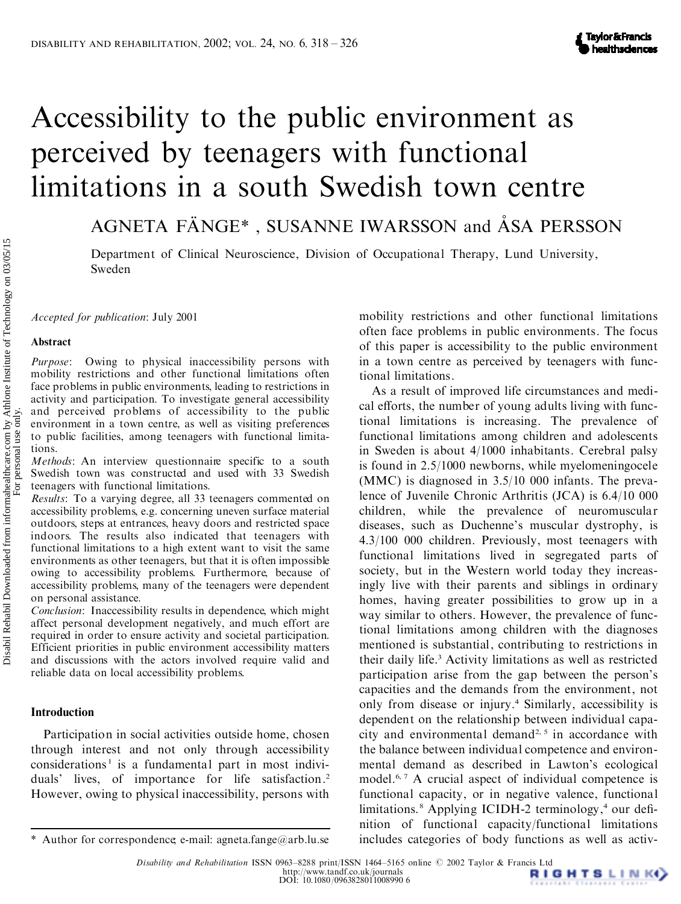# Accessibility to the public environment as perceived by teenagers with functional limitations in a south Swedish town centre

AGNETA FÄNGE* , SUSANNE IWARSSON and ÅSA PERSSON

Department of Clinical Neuroscience, Division of Occupational Therapy, Lund University, Sweden

*Accepted for publication*: July 2001

### Abstract

*Purpose*: Owing to physical inaccessibility persons with mobility restrictions and other functional limitations often face problems in public environments, leading to restrictions in activity and participation. To investigate general accessibility and perceived problems of accessibility to the public environment in a town centre, as well as visiting preferences to public facilities, among teenagers with functional limitations.

*Methods*: An interview questionnaire specific to a south Swedish town was constructed and used with 33 Swedish teenagers with functional limitations.

*Results*: To a varying degree, all 33 teenagers commented on accessibility problems, e.g. concerning uneven surface material outdoors, steps at entrances, heavy doors and restricted space indoors. The results also indicated that teenagers with functional limitations to a high extent want to visit the same environments as other teenagers, but that it is often impossible owing to accessibility problems. Furthermore, because of accessibility problems, many of the teenagers were dependent on personal assistance.

*Conclusion*: Inaccessibility results in dependence, which might affect personal development negatively, and much effort are required in order to ensure activity and societal participation. Efficient priorities in public environment accessibility matters and discussions with the actors involved require valid and reliable data on local accessibility problems.

### Introduction

Participation in social activities outside home, chosen through interest and not only through accessibility considerations[1] is a fundamental part in most individuals' lives, of importance for life satisfaction.[2] However, owing to physical inaccessibility, persons with mobility restrictions and other functional limitations often face problems in public environments. The focus of this paper is accessibility to the public environment in a town centre as perceived by teenagers with functional limitations.

As a result of improved life circumstances and medical efforts, the number of young adults living with functional limitations is increasing. The prevalence of functional limitations among children and adolescents in Sweden is about 4/1000 inhabitants. Cerebral palsy is found in 2.5/1000 newborns, while myelomeningocele (MMC) is diagnosed in 3.5/10 000 infants. The prevalence of Juvenile Chronic Arthritis (JCA) is 6.4/10 000 children, while the prevalence of neuromuscular diseases, such as Duchenne's muscular dystrophy, is 4.3/100 000 children. Previously, most teenagers with functional limitations lived in segregated parts of society, but in the Western world today they increasingly live with their parents and siblings in ordinary homes, having greater possibilities to grow up in a way similar to others. However, the prevalence of functional limitations among children with the diagnoses mentioned is substantial, contributing to restrictions in their daily life.[3] Activity limitations as well as restricted participation arise from the gap between the person's capacities and the demands from the environment, not only from disease or injury.[4] Similarly, accessibility is dependent on the relationship between individual capacity and environmental demand[2, 5] in accordance with the balance between individual competence and environmental demand as described in Lawton's ecological model.[6, 7] A crucial aspect of individual competence is functional capacity, or in negative valence, functional limitations.[8] Applying ICIDH-2 terminology,[4] our definition of functional capacity/functional limitations includes categories of body functions as well as activ-

\* Author for correspondence; e-mail: agneta.fange@arb.lu.se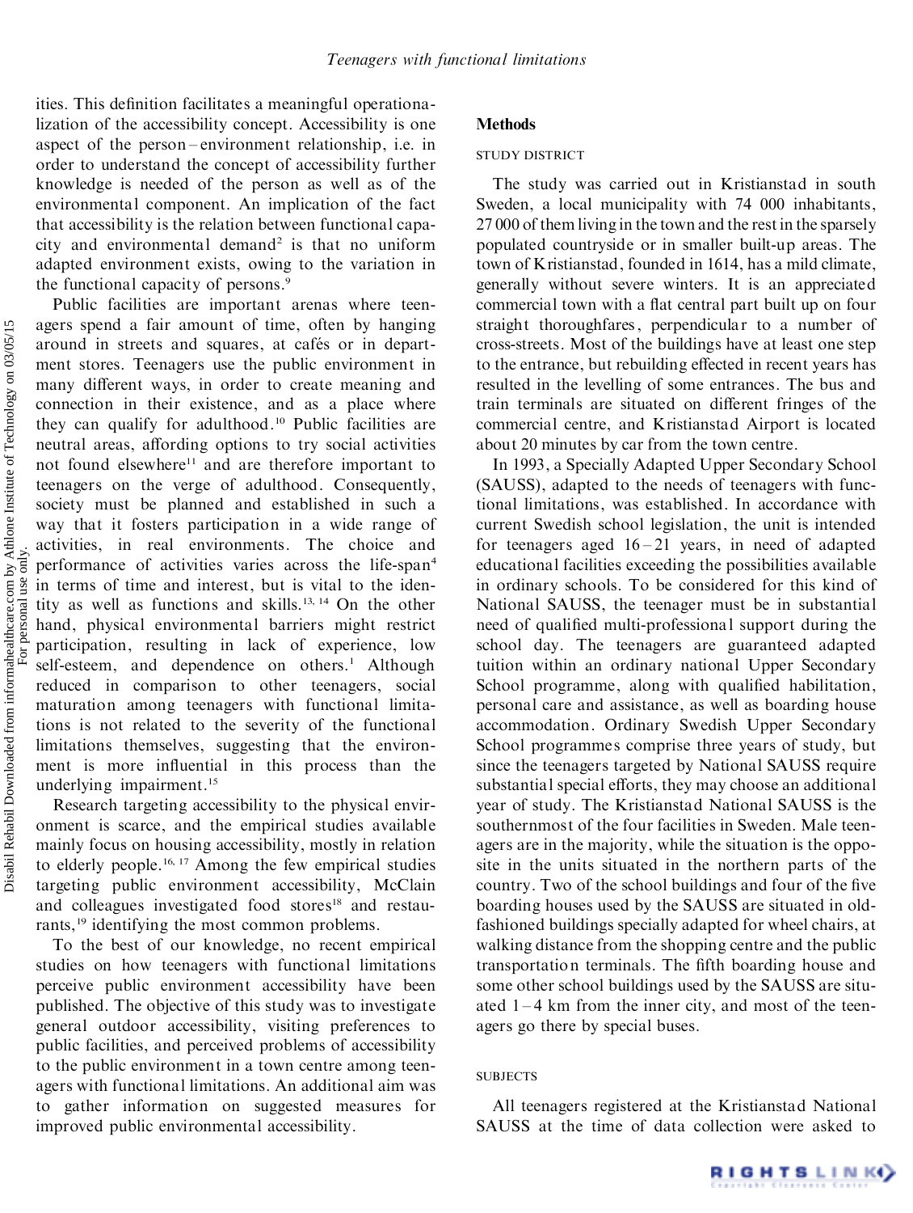ities. This definition facilitates a meaningful operationalization of the accessibility concept. Accessibility is one aspect of the person–environment relationship, i.e. in order to understand the concept of accessibility further knowledge is needed of the person as well as of the environmental component. An implication of the fact that accessibility is the relation between functional capacity and environmental demand[2] is that no uniform adapted environment exists, owing to the variation in the functional capacity of persons.[9]

Public facilities are important arenas where teenagers spend a fair amount of time, often by hanging around in streets and squares, at cafés or in department stores. Teenagers use the public environment in many different ways, in order to create meaning and connection in their existence, and as a place where they can qualify for adulthood.[10] Public facilities are neutral areas, affording options to try social activities not found elsewhere[11] and are therefore important to teenagers on the verge of adulthood. Consequently, society must be planned and established in such a way that it fosters participation in a wide range of activities, in real environments. The choice and performance of activities varies across the life-span[4] in terms of time and interest, but is vital to the identity as well as functions and skills.[13, 14] On the other hand, physical environmental barriers might restrict participation, resulting in lack of experience, low self-esteem, and dependence on others.[1] Although reduced in comparison to other teenagers, social maturation among teenagers with functional limitations is not related to the severity of the functional limitations themselves, suggesting that the environment is more influential in this process than the underlying impairment.[15]

Research targeting accessibility to the physical environment is scarce, and the empirical studies available mainly focus on housing accessibility, mostly in relation to elderly people.[16, 17] Among the few empirical studies targeting public environment accessibility, McClain and colleagues investigated food stores[18] and restaurants,[19] identifying the most common problems.

To the best of our knowledge, no recent empirical studies on how teenagers with functional limitations perceive public environment accessibility have been published. The objective of this study was to investigate general outdoor accessibility, visiting preferences to public facilities, and perceived problems of accessibility to the public environment in a town centre among teenagers with functional limitations. An additional aim was to gather information on suggested measures for improved public environmental accessibility.

## Methods

### STUDY DISTRICT

The study was carried out in Kristianstad in south Sweden, a local municipality with 74 000 inhabitants, 27 000 of them living in the town and the rest in the sparsely populated countryside or in smaller built-up areas. The town of Kristianstad, founded in 1614, has a mild climate, generally without severe winters. It is an appreciated commercial town with a flat central part built up on four straight thoroughfares, perpendicular to a number of cross-streets. Most of the buildings have at least one step to the entrance, but rebuilding effected in recent years has resulted in the levelling of some entrances. The bus and train terminals are situated on different fringes of the commercial centre, and Kristianstad Airport is located about 20 minutes by car from the town centre.

In 1993, a Specially Adapted Upper Secondary School (SAUSS), adapted to the needs of teenagers with functional limitations, was established. In accordance with current Swedish school legislation, the unit is intended for teenagers aged 16–21 years, in need of adapted educational facilities exceeding the possibilities available in ordinary schools. To be considered for this kind of National SAUSS, the teenager must be in substantial need of qualified multi-professional support during the school day. The teenagers are guaranteed adapted tuition within an ordinary national Upper Secondary School programme, along with qualified habilitation, personal care and assistance, as well as boarding house accommodation. Ordinary Swedish Upper Secondary School programmes comprise three years of study, but since the teenagers targeted by National SAUSS require substantial special efforts, they may choose an additional year of study. The Kristianstad National SAUSS is the southernmost of the four facilities in Sweden. Male teenagers are in the majority, while the situation is the opposite in the units situated in the northern parts of the country. Two of the school buildings and four of the five boarding houses used by the SAUSS are situated in old-fashioned buildings specially adapted for wheel chairs, at walking distance from the shopping centre and the public transportation terminals. The fifth boarding house and some other school buildings used by the SAUSS are situated 1–4 km from the inner city, and most of the teenagers go there by special buses.

### SUBJECTS

All teenagers registered at the Kristianstad National SAUSS at the time of data collection were asked to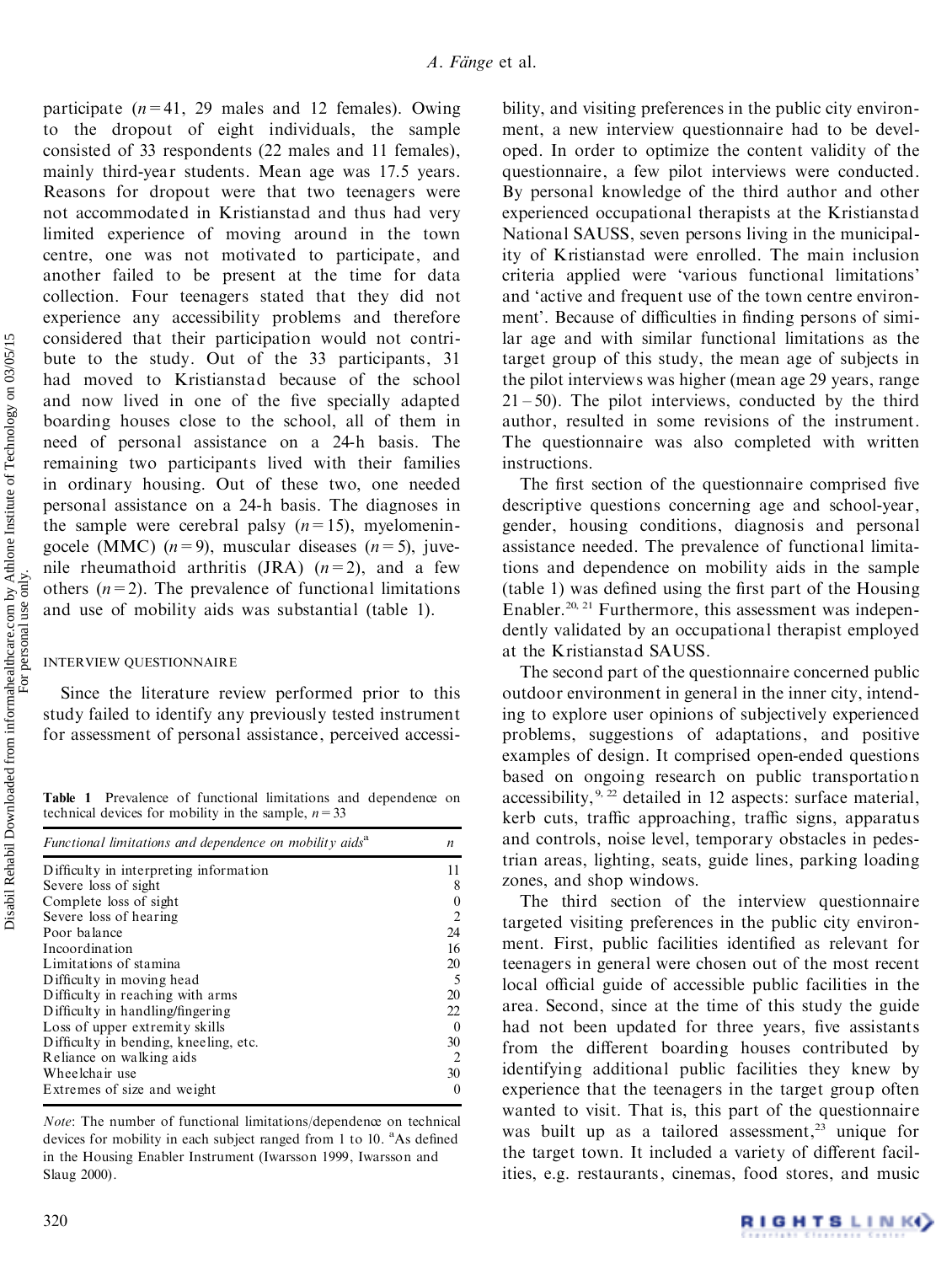participate ($n = 41$, 29 males and 12 females). Owing to the dropout of eight individuals, the sample consisted of 33 respondents (22 males and 11 females), mainly third-year students. Mean age was 17.5 years. Reasons for dropout were that two teenagers were not accommodated in Kristianstad and thus had very limited experience of moving around in the town centre, one was not motivated to participate, and another failed to be present at the time for data collection. Four teenagers stated that they did not experience any accessibility problems and therefore considered that their participation would not contribute to the study. Out of the 33 participants, 31 had moved to Kristianstad because of the school and now lived in one of the five specially adapted boarding houses close to the school, all of them in need of personal assistance on a 24-h basis. The remaining two participants lived with their families in ordinary housing. Out of these two, one needed personal assistance on a 24-h basis. The diagnoses in the sample were cerebral palsy ($n = 15$), myelomeningocele (MMC) ($n = 9$), muscular diseases ($n = 5$), juvenile rheumathoid arthritis (JRA) ($n = 2$), and a few others ($n = 2$). The prevalence of functional limitations and use of mobility aids was substantial (table 1).

**Table 1** Prevalence of functional limitations and dependence on technical devices for mobility in the sample, $n = 33$

| *Functional limitations and dependence on mobility aids*[a] | *n* |
|---|---|
| Difficulty in interpreting information | 11 |
| Severe loss of sight | 8 |
| Complete loss of sight | 0 |
| Severe loss of hearing | 2 |
| Poor balance | 24 |
| Incoordination | 16 |
| Limitations of stamina | 20 |
| Difficulty in moving head | 5 |
| Difficulty in reaching with arms | 20 |
| Difficulty in handling/fingering | 22 |
| Loss of upper extremity skills | 0 |
| Difficulty in bending, kneeling, etc. | 30 |
| Reliance on walking aids | 2 |
| Wheelchair use | 30 |
| Extremes of size and weight | 0 |

*Note*: The number of functional limitations/dependence on technical devices for mobility in each subject ranged from 1 to 10. [a]As defined in the Housing Enabler Instrument (Iwarsson 1999, Iwarsson and Slaug 2000).

### INTERVIEW QUESTIONNAIRE

Since the literature review performed prior to this study failed to identify any previously tested instrument for assessment of personal assistance, perceived accessibility, and visiting preferences in the public city environment, a new interview questionnaire had to be developed. In order to optimize the content validity of the questionnaire, a few pilot interviews were conducted. By personal knowledge of the third author and other experienced occupational therapists at the Kristianstad National SAUSS, seven persons living in the municipality of Kristianstad were enrolled. The main inclusion criteria applied were 'various functional limitations' and 'active and frequent use of the town centre environment'. Because of difficulties in finding persons of similar age and with similar functional limitations as the target group of this study, the mean age of subjects in the pilot interviews was higher (mean age 29 years, range 21–50). The pilot interviews, conducted by the third author, resulted in some revisions of the instrument. The questionnaire was also completed with written instructions.

The first section of the questionnaire comprised five descriptive questions concerning age and school-year, gender, housing conditions, diagnosis and personal assistance needed. The prevalence of functional limitations and dependence on mobility aids in the sample (table 1) was defined using the first part of the Housing Enabler.[20, 21] Furthermore, this assessment was independently validated by an occupational therapist employed at the Kristianstad SAUSS.

The second part of the questionnaire concerned public outdoor environment in general in the inner city, intending to explore user opinions of subjectively experienced problems, suggestions of adaptations, and positive examples of design. It comprised open-ended questions based on ongoing research on public transportation accessibility,[9, 22] detailed in 12 aspects: surface material, kerb cuts, traffic approaching, traffic signs, apparatus and controls, noise level, temporary obstacles in pedestrian areas, lighting, seats, guide lines, parking loading zones, and shop windows.

The third section of the interview questionnaire targeted visiting preferences in the public city environment. First, public facilities identified as relevant for teenagers in general were chosen out of the most recent local official guide of accessible public facilities in the area. Second, since at the time of this study the guide had not been updated for three years, five assistants from the different boarding houses contributed by identifying additional public facilities they knew by experience that the teenagers in the target group often wanted to visit. That is, this part of the questionnaire was built up as a tailored assessment,[23] unique for the target town. It included a variety of different facilities, e.g. restaurants, cinemas, food stores, and music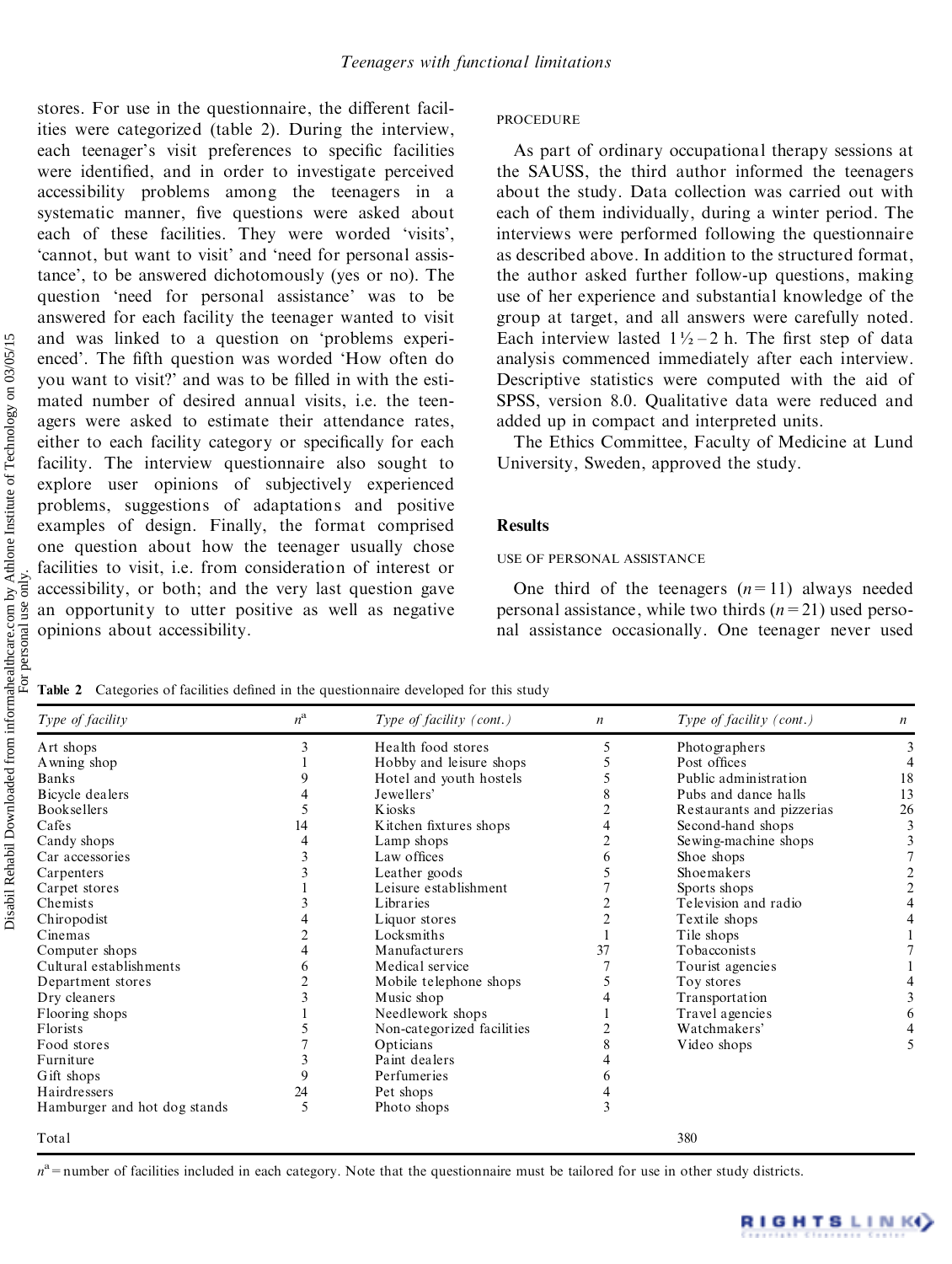stores. For use in the questionnaire, the different facilities were categorized (table 2). During the interview, each teenager's visit preferences to specific facilities were identified, and in order to investigate perceived accessibility problems among the teenagers in a systematic manner, five questions were asked about each of these facilities. They were worded 'visits', 'cannot, but want to visit' and 'need for personal assistance', to be answered dichotomously (yes or no). The question 'need for personal assistance' was to be answered for each facility the teenager wanted to visit and was linked to a question on 'problems experienced'. The fifth question was worded 'How often do you want to visit?' and was to be filled in with the estimated number of desired annual visits, i.e. the teenagers were asked to estimate their attendance rates, either to each facility category or specifically for each facility. The interview questionnaire also sought to explore user opinions of subjectively experienced problems, suggestions of adaptations and positive examples of design. Finally, the format comprised one question about how the teenager usually chose facilities to visit, i.e. from consideration of interest or accessibility, or both; and the very last question gave an opportunity to utter positive as well as negative opinions about accessibility.

### PROCEDURE

As part of ordinary occupational therapy sessions at the SAUSS, the third author informed the teenagers about the study. Data collection was carried out with each of them individually, during a winter period. The interviews were performed following the questionnaire as described above. In addition to the structured format, the author asked further follow-up questions, making use of her experience and substantial knowledge of the group at target, and all answers were carefully noted. Each interview lasted 1½–2 h. The first step of data analysis commenced immediately after each interview. Descriptive statistics were computed with the aid of SPSS, version 8.0. Qualitative data were reduced and added up in compact and interpreted units.

The Ethics Committee, Faculty of Medicine at Lund University, Sweden, approved the study.

## Results

### USE OF PERSONAL ASSISTANCE

One third of the teenagers ($n = 11$) always needed personal assistance, while two thirds ($n = 21$) used personal assistance occasionally. One teenager never used

**Table 2** Categories of facilities defined in the questionnaire developed for this study

| *Type of facility* | $n^a$ | *Type of facility (cont.)* | $n$ | *Type of facility (cont.)* | $n$ |
|---|---|---|---|---|---|
| Art shops | 3 | Health food stores | 5 | Photographers | 3 |
| Awning shop | 1 | Hobby and leisure shops | 5 | Post offices | 4 |
| Banks | 9 | Hotel and youth hostels | 5 | Public administration | 18 |
| Bicycle dealers | 4 | Jewellers' | 8 | Pubs and dance halls | 13 |
| Booksellers | 5 | Kiosks | 2 | Restaurants and pizzerias | 26 |
| Cafes | 14 | Kitchen fixtures shops | 4 | Second-hand shops | 3 |
| Candy shops | 4 | Lamp shops | 2 | Sewing-machine shops | 3 |
| Car accessories | 3 | Law offices | 6 | Shoe shops | 7 |
| Carpenters | 3 | Leather goods | 5 | Shoemakers | 2 |
| Carpet stores | 1 | Leisure establishment | 7 | Sports shops | 2 |
| Chemists | 3 | Libraries | 2 | Television and radio | 4 |
| Chiropodist | 4 | Liquor stores | 2 | Textile shops | 4 |
| Cinemas | 2 | Locksmiths | 1 | Tile shops | 1 |
| Computer shops | 4 | Manufacturers | 37 | Tobacconists | 7 |
| Cultural establishments | 6 | Medical service | 7 | Tourist agencies | 1 |
| Department stores | 2 | Mobile telephone shops | 5 | Toy stores | 4 |
| Dry cleaners | 3 | Music shop | 4 | Transportation | 3 |
| Flooring shops | 1 | Needlework shops | 1 | Travel agencies | 6 |
| Florists | 5 | Non-categorized facilities | 2 | Watchmakers' | 4 |
| Food stores | 7 | Opticians | 8 | Video shops | 5 |
| Furniture | 3 | Paint dealers | 4 | | |
| Gift shops | 9 | Perfumeries | 6 | | |
| Hairdressers | 24 | Pet shops | 4 | | |
| Hamburger and hot dog stands | 5 | Photo shops | 3 | | |
| Total | | | | 380 | |

$n^a$ = number of facilities included in each category. Note that the questionnaire must be tailored for use in other study districts.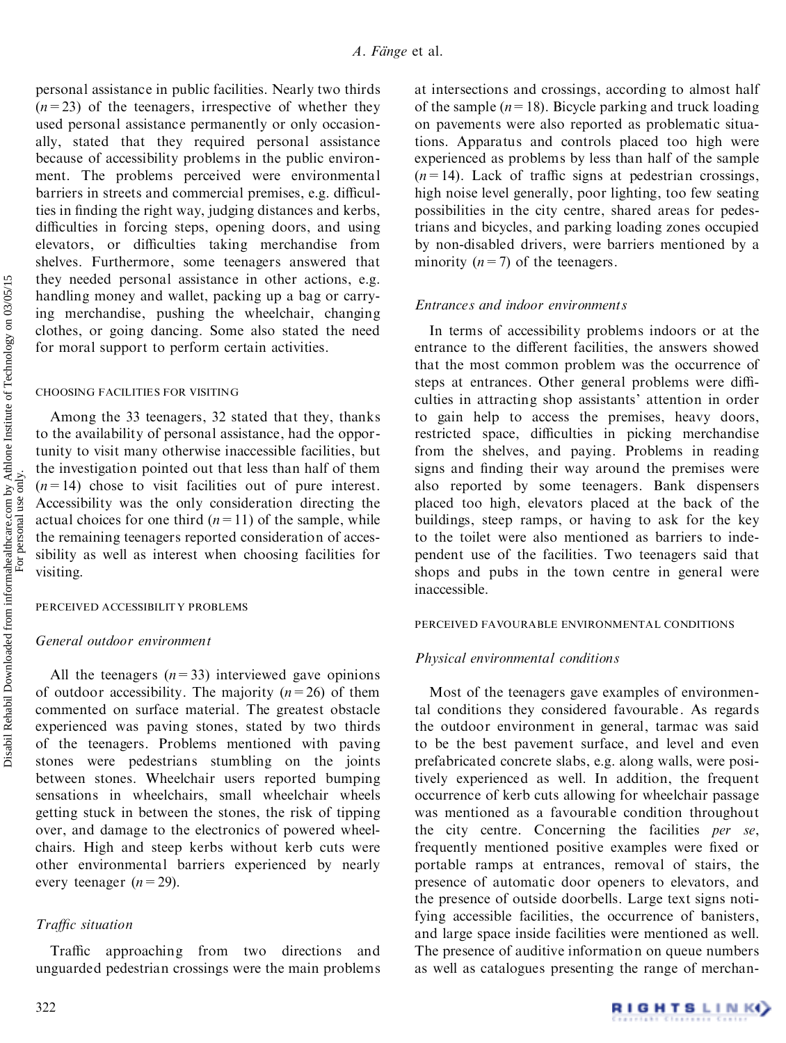personal assistance in public facilities. Nearly two thirds ($n = 23$) of the teenagers, irrespective of whether they used personal assistance permanently or only occasionally, stated that they required personal assistance because of accessibility problems in the public environment. The problems perceived were environmental barriers in streets and commercial premises, e.g. difficulties in finding the right way, judging distances and kerbs, difficulties in forcing steps, opening doors, and using elevators, or difficulties taking merchandise from shelves. Furthermore, some teenagers answered that they needed personal assistance in other actions, e.g. handling money and wallet, packing up a bag or carrying merchandise, pushing the wheelchair, changing clothes, or going dancing. Some also stated the need for moral support to perform certain activities.

### CHOOSING FACILITIES FOR VISITING

Among the 33 teenagers, 32 stated that they, thanks to the availability of personal assistance, had the opportunity to visit many otherwise inaccessible facilities, but the investigation pointed out that less than half of them ($n = 14$) chose to visit facilities out of pure interest. Accessibility was the only consideration directing the actual choices for one third ($n = 11$) of the sample, while the remaining teenagers reported consideration of accessibility as well as interest when choosing facilities for visiting.

### PERCEIVED ACCESSIBILITY PROBLEMS

#### *General outdoor environment*

All the teenagers ($n = 33$) interviewed gave opinions of outdoor accessibility. The majority ($n = 26$) of them commented on surface material. The greatest obstacle experienced was paving stones, stated by two thirds of the teenagers. Problems mentioned with paving stones were pedestrians stumbling on the joints between stones. Wheelchair users reported bumping sensations in wheelchairs, small wheelchair wheels getting stuck in between the stones, the risk of tipping over, and damage to the electronics of powered wheelchairs. High and steep kerbs without kerb cuts were other environmental barriers experienced by nearly every teenager ($n = 29$).

#### *Traffic situation*

Traffic approaching from two directions and unguarded pedestrian crossings were the main problems at intersections and crossings, according to almost half of the sample ($n = 18$). Bicycle parking and truck loading on pavements were also reported as problematic situations. Apparatus and controls placed too high were experienced as problems by less than half of the sample ($n = 14$). Lack of traffic signs at pedestrian crossings, high noise level generally, poor lighting, too few seating possibilities in the city centre, shared areas for pedestrians and bicycles, and parking loading zones occupied by non-disabled drivers, were barriers mentioned by a minority ($n = 7$) of the teenagers.

#### *Entrances and indoor environments*

In terms of accessibility problems indoors or at the entrance to the different facilities, the answers showed that the most common problem was the occurrence of steps at entrances. Other general problems were difficulties in attracting shop assistants' attention in order to gain help to access the premises, heavy doors, restricted space, difficulties in picking merchandise from the shelves, and paying. Problems in reading signs and finding their way around the premises were also reported by some teenagers. Bank dispensers placed too high, elevators placed at the back of the buildings, steep ramps, or having to ask for the key to the toilet were also mentioned as barriers to independent use of the facilities. Two teenagers said that shops and pubs in the town centre in general were inaccessible.

### PERCEIVED FAVOURABLE ENVIRONMENTAL CONDITIONS

#### *Physical environmental conditions*

Most of the teenagers gave examples of environmental conditions they considered favourable. As regards the outdoor environment in general, tarmac was said to be the best pavement surface, and level and even prefabricated concrete slabs, e.g. along walls, were positively experienced as well. In addition, the frequent occurrence of kerb cuts allowing for wheelchair passage was mentioned as a favourable condition throughout the city centre. Concerning the facilities *per se*, frequently mentioned positive examples were fixed or portable ramps at entrances, removal of stairs, the presence of automatic door openers to elevators, and the presence of outside doorbells. Large text signs notifying accessible facilities, the occurrence of banisters, and large space inside facilities were mentioned as well. The presence of auditive information on queue numbers as well as catalogues presenting the range of merchan-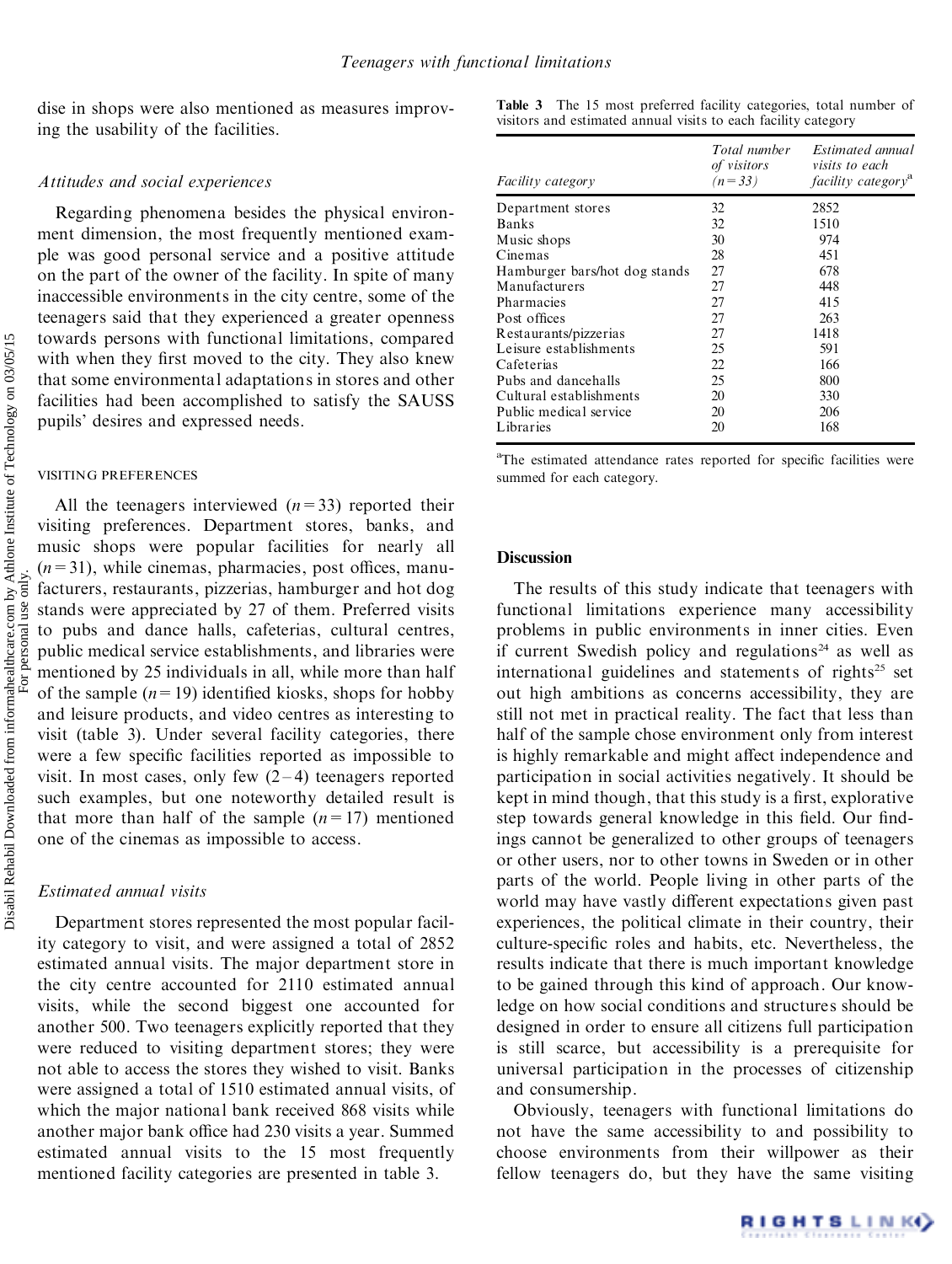dise in shops were also mentioned as measures improving the usability of the facilities.

### *Attitudes and social experiences*

Regarding phenomena besides the physical environment dimension, the most frequently mentioned example was good personal service and a positive attitude on the part of the owner of the facility. In spite of many inaccessible environments in the city centre, some of the teenagers said that they experienced a greater openness towards persons with functional limitations, compared with when they first moved to the city. They also knew that some environmental adaptations in stores and other facilities had been accomplished to satisfy the SAUSS pupils' desires and expressed needs.

## VISITING PREFERENCES

All the teenagers interviewed ($n = 33$) reported their visiting preferences. Department stores, banks, and music shops were popular facilities for nearly all ($n = 31$), while cinemas, pharmacies, post offices, manufacturers, restaurants, pizzerias, hamburger and hot dog stands were appreciated by 27 of them. Preferred visits to pubs and dance halls, cafeterias, cultural centres, public medical service establishments, and libraries were mentioned by 25 individuals in all, while more than half of the sample ($n = 19$) identified kiosks, shops for hobby and leisure products, and video centres as interesting to visit (table 3). Under several facility categories, there were a few specific facilities reported as impossible to visit. In most cases, only few (2–4) teenagers reported such examples, but one noteworthy detailed result is that more than half of the sample ($n = 17$) mentioned one of the cinemas as impossible to access.

### *Estimated annual visits*

Department stores represented the most popular facility category to visit, and were assigned a total of 2852 estimated annual visits. The major department store in the city centre accounted for 2110 estimated annual visits, while the second biggest one accounted for another 500. Two teenagers explicitly reported that they were reduced to visiting department stores; they were not able to access the stores they wished to visit. Banks were assigned a total of 1510 estimated annual visits, of which the major national bank received 868 visits while another major bank office had 230 visits a year. Summed estimated annual visits to the 15 most frequently mentioned facility categories are presented in table 3.

**Table 3** The 15 most preferred facility categories, total number of visitors and estimated annual visits to each facility category

| *Facility category* | *Total number of visitors ($n = 33$)* | *Estimated annual visits to each facility category*[a] |
|---|---|---|
| Department stores | 32 | 2852 |
| Banks | 32 | 1510 |
| Music shops | 30 | 974 |
| Cinemas | 28 | 451 |
| Hamburger bars/hot dog stands | 27 | 678 |
| Manufacturers | 27 | 448 |
| Pharmacies | 27 | 415 |
| Post offices | 27 | 263 |
| Restaurants/pizzerias | 27 | 1418 |
| Leisure establishments | 25 | 591 |
| Cafeterias | 22 | 166 |
| Pubs and dancehalls | 25 | 800 |
| Cultural establishments | 20 | 330 |
| Public medical service | 20 | 206 |
| Libraries | 20 | 168 |

[a]The estimated attendance rates reported for specific facilities were summed for each category.

## Discussion

The results of this study indicate that teenagers with functional limitations experience many accessibility problems in public environments in inner cities. Even if current Swedish policy and regulations[24] as well as international guidelines and statements of rights[25] set out high ambitions as concerns accessibility, they are still not met in practical reality. The fact that less than half of the sample chose environment only from interest is highly remarkable and might affect independence and participation in social activities negatively. It should be kept in mind though, that this study is a first, explorative step towards general knowledge in this field. Our findings cannot be generalized to other groups of teenagers or other users, nor to other towns in Sweden or in other parts of the world. People living in other parts of the world may have vastly different expectations given past experiences, the political climate in their country, their culture-specific roles and habits, etc. Nevertheless, the results indicate that there is much important knowledge to be gained through this kind of approach. Our knowledge on how social conditions and structures should be designed in order to ensure all citizens full participation is still scarce, but accessibility is a prerequisite for universal participation in the processes of citizenship and consumership.

Obviously, teenagers with functional limitations do not have the same accessibility to and possibility to choose environments from their willpower as their fellow teenagers do, but they have the same visiting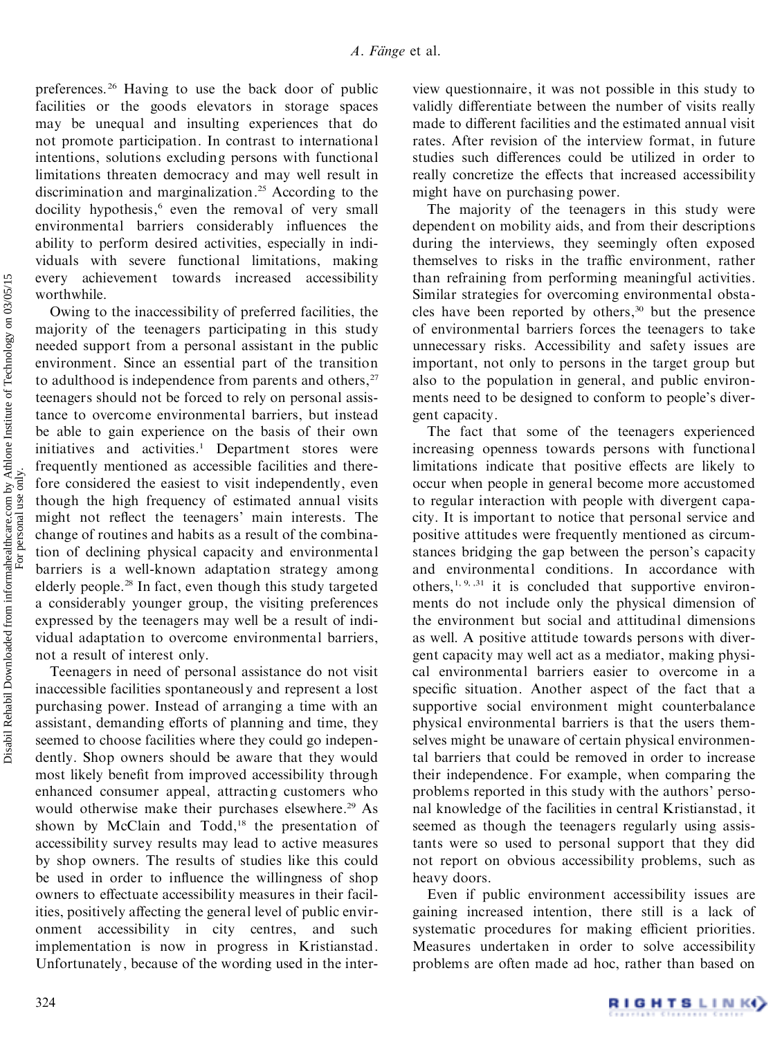preferences.[26] Having to use the back door of public facilities or the goods elevators in storage spaces may be unequal and insulting experiences that do not promote participation. In contrast to international intentions, solutions excluding persons with functional limitations threaten democracy and may well result in discrimination and marginalization.[25] According to the docility hypothesis,[6] even the removal of very small environmental barriers considerably influences the ability to perform desired activities, especially in individuals with severe functional limitations, making every achievement towards increased accessibility worthwhile.

Owing to the inaccessibility of preferred facilities, the majority of the teenagers participating in this study needed support from a personal assistant in the public environment. Since an essential part of the transition to adulthood is independence from parents and others,[27] teenagers should not be forced to rely on personal assistance to overcome environmental barriers, but instead be able to gain experience on the basis of their own initiatives and activities.[1] Department stores were frequently mentioned as accessible facilities and therefore considered the easiest to visit independently, even though the high frequency of estimated annual visits might not reflect the teenagers' main interests. The change of routines and habits as a result of the combination of declining physical capacity and environmental barriers is a well-known adaptation strategy among elderly people.[28] In fact, even though this study targeted a considerably younger group, the visiting preferences expressed by the teenagers may well be a result of individual adaptation to overcome environmental barriers, not a result of interest only.

Teenagers in need of personal assistance do not visit inaccessible facilities spontaneously and represent a lost purchasing power. Instead of arranging a time with an assistant, demanding efforts of planning and time, they seemed to choose facilities where they could go independently. Shop owners should be aware that they would most likely benefit from improved accessibility through enhanced consumer appeal, attracting customers who would otherwise make their purchases elsewhere.[29] As shown by McClain and Todd,[18] the presentation of accessibility survey results may lead to active measures by shop owners. The results of studies like this could be used in order to influence the willingness of shop owners to effectuate accessibility measures in their facilities, positively affecting the general level of public environment accessibility in city centres, and such implementation is now in progress in Kristianstad. Unfortunately, because of the wording used in the interview questionnaire, it was not possible in this study to validly differentiate between the number of visits really made to different facilities and the estimated annual visit rates. After revision of the interview format, in future studies such differences could be utilized in order to really concretize the effects that increased accessibility might have on purchasing power.

The majority of the teenagers in this study were dependent on mobility aids, and from their descriptions during the interviews, they seemingly often exposed themselves to risks in the traffic environment, rather than refraining from performing meaningful activities. Similar strategies for overcoming environmental obstacles have been reported by others,[30] but the presence of environmental barriers forces the teenagers to take unnecessary risks. Accessibility and safety issues are important, not only to persons in the target group but also to the population in general, and public environments need to be designed to conform to people's divergent capacity.

The fact that some of the teenagers experienced increasing openness towards persons with functional limitations indicate that positive effects are likely to occur when people in general become more accustomed to regular interaction with people with divergent capacity. It is important to notice that personal service and positive attitudes were frequently mentioned as circumstances bridging the gap between the person's capacity and environmental conditions. In accordance with others,[1, 9, 31] it is concluded that supportive environments do not include only the physical dimension of the environment but social and attitudinal dimensions as well. A positive attitude towards persons with divergent capacity may well act as a mediator, making physical environmental barriers easier to overcome in a specific situation. Another aspect of the fact that a supportive social environment might counterbalance physical environmental barriers is that the users themselves might be unaware of certain physical environmental barriers that could be removed in order to increase their independence. For example, when comparing the problems reported in this study with the authors' personal knowledge of the facilities in central Kristianstad, it seemed as though the teenagers regularly using assistants were so used to personal support that they did not report on obvious accessibility problems, such as heavy doors.

Even if public environment accessibility issues are gaining increased intention, there still is a lack of systematic procedures for making efficient priorities. Measures undertaken in order to solve accessibility problems are often made ad hoc, rather than based on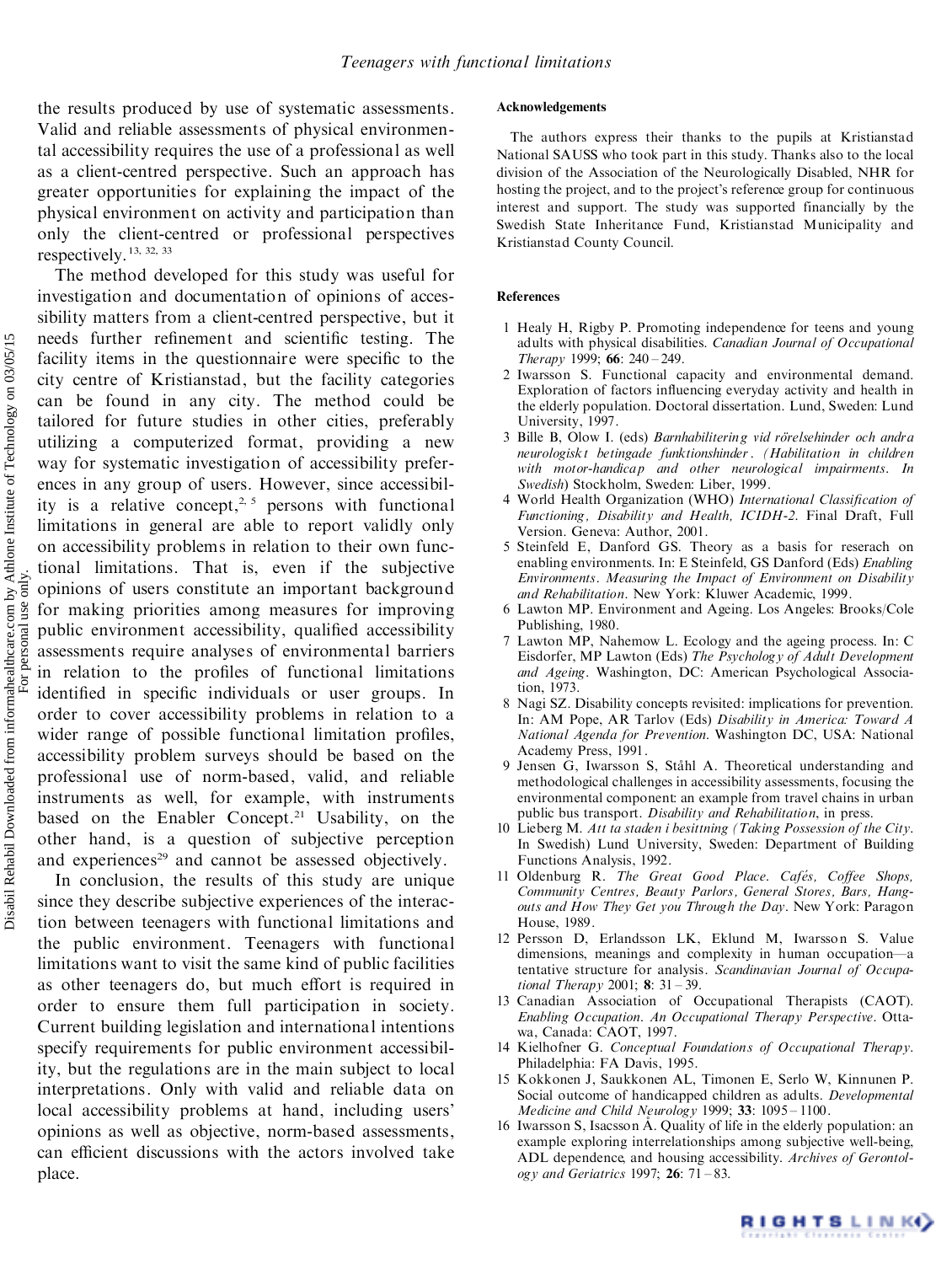the results produced by use of systematic assessments. Valid and reliable assessments of physical environmental accessibility requires the use of a professional as well as a client-centred perspective. Such an approach has greater opportunities for explaining the impact of the physical environment on activity and participation than only the client-centred or professional perspectives respectively.[13, 32, 33]

The method developed for this study was useful for investigation and documentation of opinions of accessibility matters from a client-centred perspective, but it needs further refinement and scientific testing. The facility items in the questionnaire were specific to the city centre of Kristianstad, but the facility categories can be found in any city. The method could be tailored for future studies in other cities, preferably utilizing a computerized format, providing a new way for systematic investigation of accessibility preferences in any group of users. However, since accessibility is a relative concept,[2, 5] persons with functional limitations in general are able to report validly only on accessibility problems in relation to their own functional limitations. That is, even if the subjective opinions of users constitute an important background for making priorities among measures for improving public environment accessibility, qualified accessibility assessments require analyses of environmental barriers in relation to the profiles of functional limitations identified in specific individuals or user groups. In order to cover accessibility problems in relation to a wider range of possible functional limitation profiles, accessibility problem surveys should be based on the professional use of norm-based, valid, and reliable instruments as well, for example, with instruments based on the Enabler Concept.[21] Usability, on the other hand, is a question of subjective perception and experiences[29] and cannot be assessed objectively.

In conclusion, the results of this study are unique since they describe subjective experiences of the interaction between teenagers with functional limitations and the public environment. Teenagers with functional limitations want to visit the same kind of public facilities as other teenagers do, but much effort is required in order to ensure them full participation in society. Current building legislation and international intentions specify requirements for public environment accessibility, but the regulations are in the main subject to local interpretations. Only with valid and reliable data on local accessibility problems at hand, including users' opinions as well as objective, norm-based assessments, can efficient discussions with the actors involved take place.

## Acknowledgements

The authors express their thanks to the pupils at Kristianstad National SAUSS who took part in this study. Thanks also to the local division of the Association of the Neurologically Disabled, NHR for hosting the project, and to the project's reference group for continuous interest and support. The study was supported financially by the Swedish State Inheritance Fund, Kristianstad Municipality and Kristianstad County Council.

## References

1. Healy H, Rigby P. Promoting independence for teens and young adults with physical disabilities. *Canadian Journal of Occupational Therapy* 1999; **66**: 240–249.
2. Iwarsson S. Functional capacity and environmental demand. Exploration of factors influencing everyday activity and health in the elderly population. Doctoral dissertation. Lund, Sweden: Lund University, 1997.
3. Bille B, Olow I. (eds) *Barnhabilitering vid rörelsehinder och andra neurologiskt betingade funktionshinder. (Habilitation in children with motor-handicap and other neurological impairments. In Swedish)* Stockholm, Sweden: Liber, 1999.
4. World Health Organization (WHO) *International Classification of Functioning, Disability and Health, ICIDH-2*. Final Draft, Full Version. Geneva: Author, 2001.
5. Steinfeld E, Danford GS. Theory as a basis for reserach on enabling environments. In: E Steinfeld, GS Danford (Eds) *Enabling Environments. Measuring the Impact of Environment on Disability and Rehabilitation*. New York: Kluwer Academic, 1999.
6. Lawton MP. Environment and Ageing. Los Angeles: Brooks/Cole Publishing, 1980.
7. Lawton MP, Nahemow L. Ecology and the ageing process. In: C Eisdorfer, MP Lawton (Eds) *The Psychology of Adult Development and Ageing*. Washington, DC: American Psychological Association, 1973.
8. Nagi SZ. Disability concepts revisited: implications for prevention. In: AM Pope, AR Tarlov (Eds) *Disability in America: Toward A National Agenda for Prevention*. Washington DC, USA: National Academy Press, 1991.
9. Jensen G, Iwarsson S, Ståhl A. Theoretical understanding and methodological challenges in accessibility assessments, focusing the environmental component: an example from travel chains in urban public bus transport. *Disability and Rehabilitation*, in press.
10. Lieberg M. *Att ta staden i besittning (Taking Possession of the City.* In Swedish) Lund University, Sweden: Department of Building Functions Analysis, 1992.
11. Oldenburg R. *The Great Good Place. Cafés, Coffee Shops, Community Centres, Beauty Parlors, General Stores, Bars, Hangouts and How They Get you Through the Day*. New York: Paragon House, 1989.
12. Persson D, Erlandsson LK, Eklund M, Iwarsson S. Value dimensions, meanings and complexity in human occupation—a tentative structure for analysis. *Scandinavian Journal of Occupational Therapy* 2001; **8**: 31–39.
13. Canadian Association of Occupational Therapists (CAOT). *Enabling Occupation. An Occupational Therapy Perspective*. Ottawa, Canada: CAOT, 1997.
14. Kielhofner G. *Conceptual Foundations of Occupational Therapy*. Philadelphia: FA Davis, 1995.
15. Kokkonen J, Saukkonen AL, Timonen E, Serlo W, Kinnunen P. Social outcome of handicapped children as adults. *Developmental Medicine and Child Neurology* 1999; **33**: 1095–1100.
16. Iwarsson S, Isacsson Å. Quality of life in the elderly population: an example exploring interrelationships among subjective well-being, ADL dependence, and housing accessibility. *Archives of Gerontology and Geriatrics* 1997; **26**: 71–83.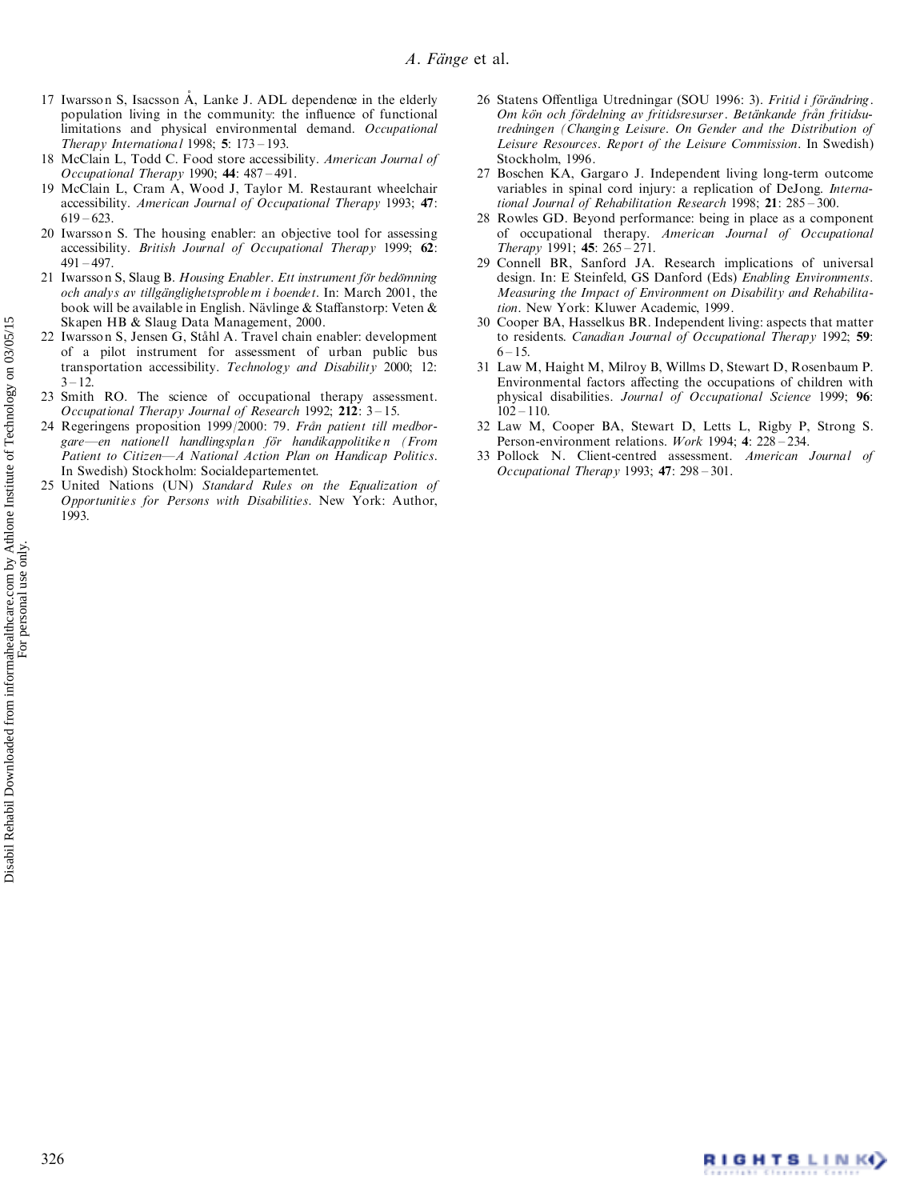17 Iwarsson S, Isacsson Å, Lanke J. ADL dependence in the elderly population living in the community: the influence of functional limitations and physical environmental demand. *Occupational Therapy International* 1998; **5**: 173 – 193.

18 McClain L, Todd C. Food store accessibility. *American Journal of Occupational Therapy* 1990; **44**: 487 – 491.

19 McClain L, Cram A, Wood J, Taylor M. Restaurant wheelchair accessibility. *American Journal of Occupational Therapy* 1993; **47**: 619 – 623.

20 Iwarsson S. The housing enabler: an objective tool for assessing accessibility. *British Journal of Occupational Therapy* 1999; **62**: 491 – 497.

21 Iwarsson S, Slaug B. *Housing Enabler. Ett instrument för bedömning och analys av tillgänglighetsproblem i boendet*. In: March 2001, the book will be available in English. Nävlinge & Staffanstorp: Veten & Skapen HB & Slaug Data Management, 2000.

22 Iwarsson S, Jensen G, Ståhl A. Travel chain enabler: development of a pilot instrument for assessment of urban public bus transportation accessibility. *Technology and Disability* 2000; 12: 3 – 12.

23 Smith RO. The science of occupational therapy assessment. *Occupational Therapy Journal of Research* 1992; **212**: 3 – 15.

24 Regeringens proposition 1999/2000: 79. *Från patient till medborgare—en nationell handlingsplan för handikappolitiken (From Patient to Citizen—A National Action Plan on Handicap Politics*. In Swedish) Stockholm: Socialdepartementet.

25 United Nations (UN) *Standard Rules on the Equalization of Opportunities for Persons with Disabilities*. New York: Author, 1993.

26 Statens Offentliga Utredningar (SOU 1996: 3). *Fritid i förändring. Om kön och fördelning av fritidsresurser. Betänkande från fritidsutredningen (Changing Leisure. On Gender and the Distribution of Leisure Resources. Report of the Leisure Commission*. In Swedish) Stockholm, 1996.

27 Boschen KA, Gargaro J. Independent living long-term outcome variables in spinal cord injury: a replication of DeJong. *International Journal of Rehabilitation Research* 1998; **21**: 285 – 300.

28 Rowles GD. Beyond performance: being in place as a component of occupational therapy. *American Journal of Occupational Therapy* 1991; **45**: 265 – 271.

29 Connell BR, Sanford JA. Research implications of universal design. In: E Steinfeld, GS Danford (Eds) *Enabling Environments. Measuring the Impact of Environment on Disability and Rehabilitation*. New York: Kluwer Academic, 1999.

30 Cooper BA, Hasselkus BR. Independent living: aspects that matter to residents. *Canadian Journal of Occupational Therapy* 1992; **59**: 6 – 15.

31 Law M, Haight M, Milroy B, Willms D, Stewart D, Rosenbaum P. Environmental factors affecting the occupations of children with physical disabilities. *Journal of Occupational Science* 1999; **96**: 102 – 110.

32 Law M, Cooper BA, Stewart D, Letts L, Rigby P, Strong S. Person-environment relations. *Work* 1994; **4**: 228 – 234.

33 Pollock N. Client-centred assessment. *American Journal of Occupational Therapy* 1993; **47**: 298 – 301.